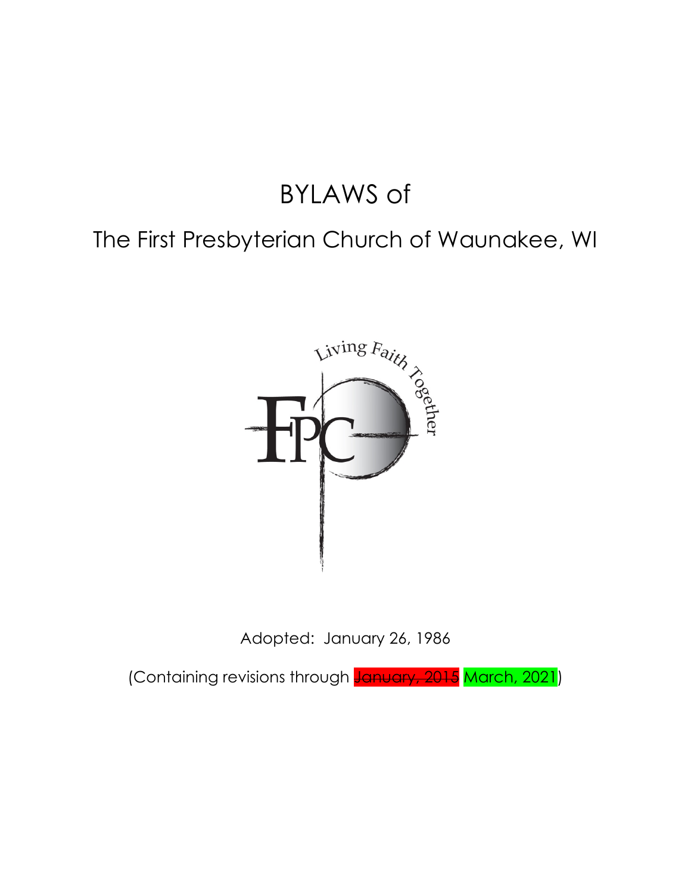# BYLAWS of

## The First Presbyterian Church of Waunakee, WI

Living Faith Together

FPC

Adopted: January 26, 1986

(Containing revisions through ~~January, 2015~~ March, 2021)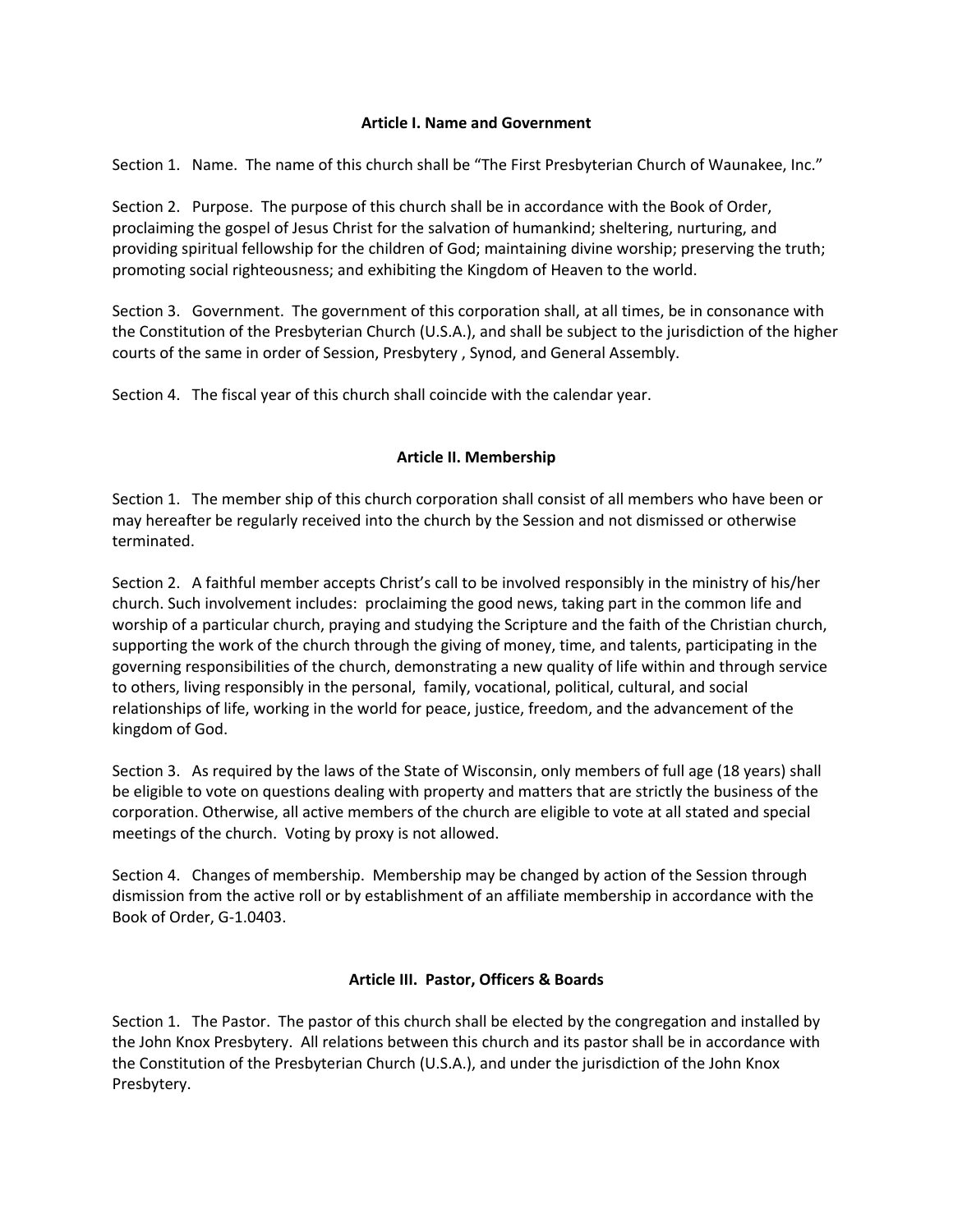**Article I. Name and Government**

Section 1. Name. The name of this church shall be “The First Presbyterian Church of Waunakee, Inc.”

Section 2. Purpose. The purpose of this church shall be in accordance with the Book of Order, proclaiming the gospel of Jesus Christ for the salvation of humankind; sheltering, nurturing, and providing spiritual fellowship for the children of God; maintaining divine worship; preserving the truth; promoting social righteousness; and exhibiting the Kingdom of Heaven to the world.

Section 3. Government. The government of this corporation shall, at all times, be in consonance with the Constitution of the Presbyterian Church (U.S.A.), and shall be subject to the jurisdiction of the higher courts of the same in order of Session, Presbytery , Synod, and General Assembly.

Section 4. The fiscal year of this church shall coincide with the calendar year.

**Article II. Membership**

Section 1. The member ship of this church corporation shall consist of all members who have been or may hereafter be regularly received into the church by the Session and not dismissed or otherwise terminated.

Section 2. A faithful member accepts Christ’s call to be involved responsibly in the ministry of his/her church. Such involvement includes: proclaiming the good news, taking part in the common life and worship of a particular church, praying and studying the Scripture and the faith of the Christian church, supporting the work of the church through the giving of money, time, and talents, participating in the governing responsibilities of the church, demonstrating a new quality of life within and through service to others, living responsibly in the personal, family, vocational, political, cultural, and social relationships of life, working in the world for peace, justice, freedom, and the advancement of the kingdom of God.

Section 3. As required by the laws of the State of Wisconsin, only members of full age (18 years) shall be eligible to vote on questions dealing with property and matters that are strictly the business of the corporation. Otherwise, all active members of the church are eligible to vote at all stated and special meetings of the church. Voting by proxy is not allowed.

Section 4. Changes of membership. Membership may be changed by action of the Session through dismission from the active roll or by establishment of an affiliate membership in accordance with the Book of Order, G-1.0403.

**Article III. Pastor, Officers & Boards**

Section 1. The Pastor. The pastor of this church shall be elected by the congregation and installed by the John Knox Presbytery. All relations between this church and its pastor shall be in accordance with the Constitution of the Presbyterian Church (U.S.A.), and under the jurisdiction of the John Knox Presbytery.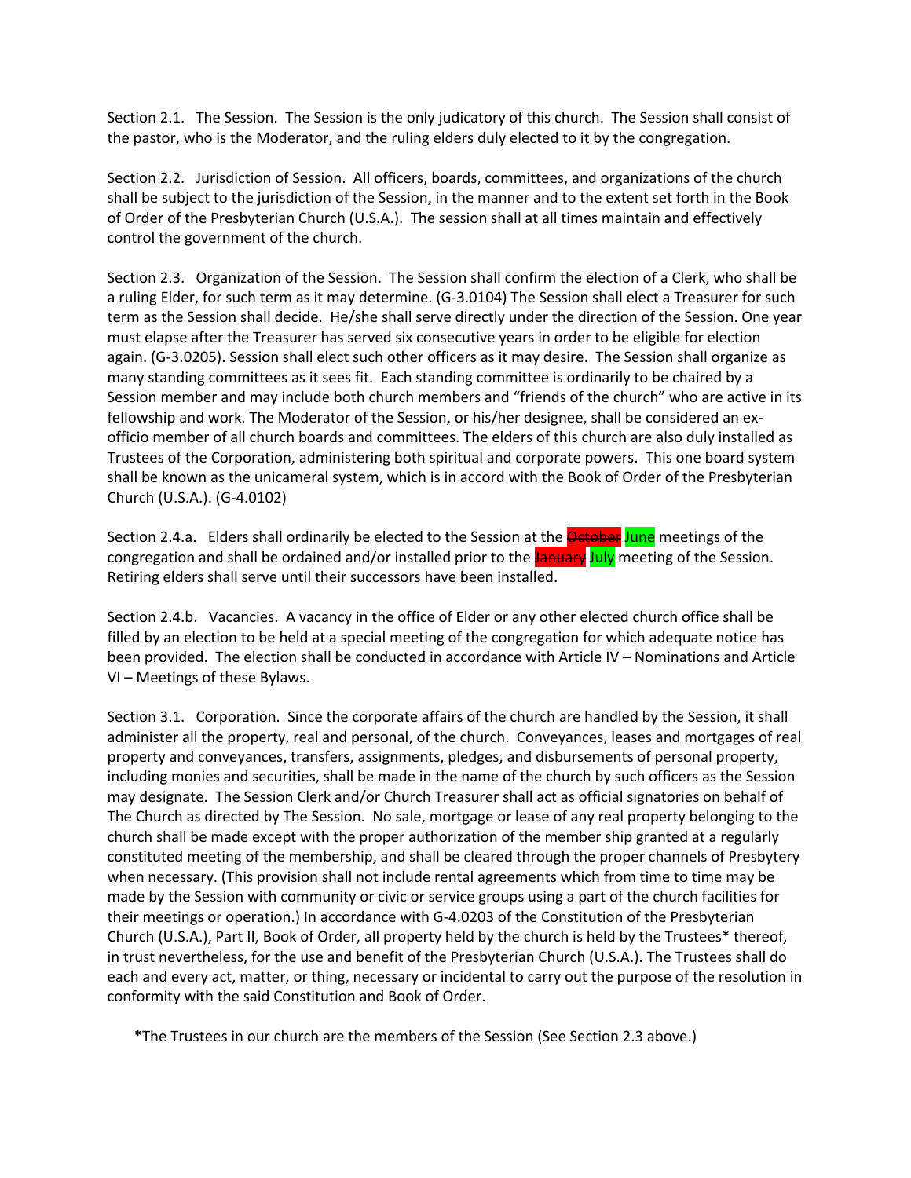Section 2.1. The Session. The Session is the only judicatory of this church. The Session shall consist of the pastor, who is the Moderator, and the ruling elders duly elected to it by the congregation.

Section 2.2. Jurisdiction of Session. All officers, boards, committees, and organizations of the church shall be subject to the jurisdiction of the Session, in the manner and to the extent set forth in the Book of Order of the Presbyterian Church (U.S.A.). The session shall at all times maintain and effectively control the government of the church.

Section 2.3. Organization of the Session. The Session shall confirm the election of a Clerk, who shall be a ruling Elder, for such term as it may determine. (G-3.0104) The Session shall elect a Treasurer for such term as the Session shall decide. He/she shall serve directly under the direction of the Session. One year must elapse after the Treasurer has served six consecutive years in order to be eligible for election again. (G-3.0205). Session shall elect such other officers as it may desire. The Session shall organize as many standing committees as it sees fit. Each standing committee is ordinarily to be chaired by a Session member and may include both church members and "friends of the church" who are active in its fellowship and work. The Moderator of the Session, or his/her designee, shall be considered an ex-officio member of all church boards and committees. The elders of this church are also duly installed as Trustees of the Corporation, administering both spiritual and corporate powers. This one board system shall be known as the unicameral system, which is in accord with the Book of Order of the Presbyterian Church (U.S.A.). (G-4.0102)

Section 2.4.a. Elders shall ordinarily be elected to the Session at the ~~October~~ June meetings of the congregation and shall be ordained and/or installed prior to the ~~January~~ July meeting of the Session. Retiring elders shall serve until their successors have been installed.

Section 2.4.b. Vacancies. A vacancy in the office of Elder or any other elected church office shall be filled by an election to be held at a special meeting of the congregation for which adequate notice has been provided. The election shall be conducted in accordance with Article IV – Nominations and Article VI – Meetings of these Bylaws.

Section 3.1. Corporation. Since the corporate affairs of the church are handled by the Session, it shall administer all the property, real and personal, of the church. Conveyances, leases and mortgages of real property and conveyances, transfers, assignments, pledges, and disbursements of personal property, including monies and securities, shall be made in the name of the church by such officers as the Session may designate. The Session Clerk and/or Church Treasurer shall act as official signatories on behalf of The Church as directed by The Session. No sale, mortgage or lease of any real property belonging to the church shall be made except with the proper authorization of the member ship granted at a regularly constituted meeting of the membership, and shall be cleared through the proper channels of Presbytery when necessary. (This provision shall not include rental agreements which from time to time may be made by the Session with community or civic or service groups using a part of the church facilities for their meetings or operation.) In accordance with G-4.0203 of the Constitution of the Presbyterian Church (U.S.A.), Part II, Book of Order, all property held by the church is held by the Trustees* thereof, in trust nevertheless, for the use and benefit of the Presbyterian Church (U.S.A.). The Trustees shall do each and every act, matter, or thing, necessary or incidental to carry out the purpose of the resolution in conformity with the said Constitution and Book of Order.

*The Trustees in our church are the members of the Session (See Section 2.3 above.)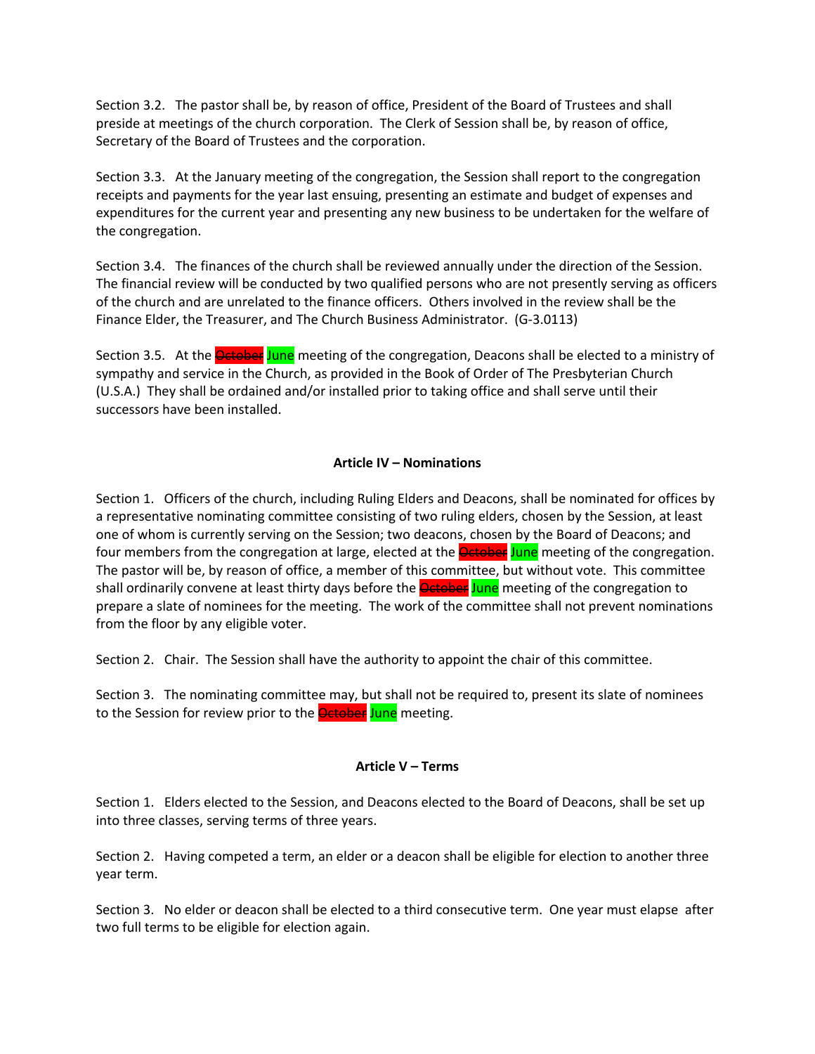Section 3.2. The pastor shall be, by reason of office, President of the Board of Trustees and shall preside at meetings of the church corporation. The Clerk of Session shall be, by reason of office, Secretary of the Board of Trustees and the corporation.

Section 3.3. At the January meeting of the congregation, the Session shall report to the congregation receipts and payments for the year last ensuing, presenting an estimate and budget of expenses and expenditures for the current year and presenting any new business to be undertaken for the welfare of the congregation.

Section 3.4. The finances of the church shall be reviewed annually under the direction of the Session. The financial review will be conducted by two qualified persons who are not presently serving as officers of the church and are unrelated to the finance officers. Others involved in the review shall be the Finance Elder, the Treasurer, and The Church Business Administrator. (G-3.0113)

Section 3.5. At the ~~October~~ June meeting of the congregation, Deacons shall be elected to a ministry of sympathy and service in the Church, as provided in the Book of Order of The Presbyterian Church (U.S.A.) They shall be ordained and/or installed prior to taking office and shall serve until their successors have been installed.

## Article IV – Nominations

Section 1. Officers of the church, including Ruling Elders and Deacons, shall be nominated for offices by a representative nominating committee consisting of two ruling elders, chosen by the Session, at least one of whom is currently serving on the Session; two deacons, chosen by the Board of Deacons; and four members from the congregation at large, elected at the ~~October~~ June meeting of the congregation. The pastor will be, by reason of office, a member of this committee, but without vote. This committee shall ordinarily convene at least thirty days before the ~~October~~ June meeting of the congregation to prepare a slate of nominees for the meeting. The work of the committee shall not prevent nominations from the floor by any eligible voter.

Section 2. Chair. The Session shall have the authority to appoint the chair of this committee.

Section 3. The nominating committee may, but shall not be required to, present its slate of nominees to the Session for review prior to the ~~October~~ June meeting.

## Article V – Terms

Section 1. Elders elected to the Session, and Deacons elected to the Board of Deacons, shall be set up into three classes, serving terms of three years.

Section 2. Having competed a term, an elder or a deacon shall be eligible for election to another three year term.

Section 3. No elder or deacon shall be elected to a third consecutive term. One year must elapse after two full terms to be eligible for election again.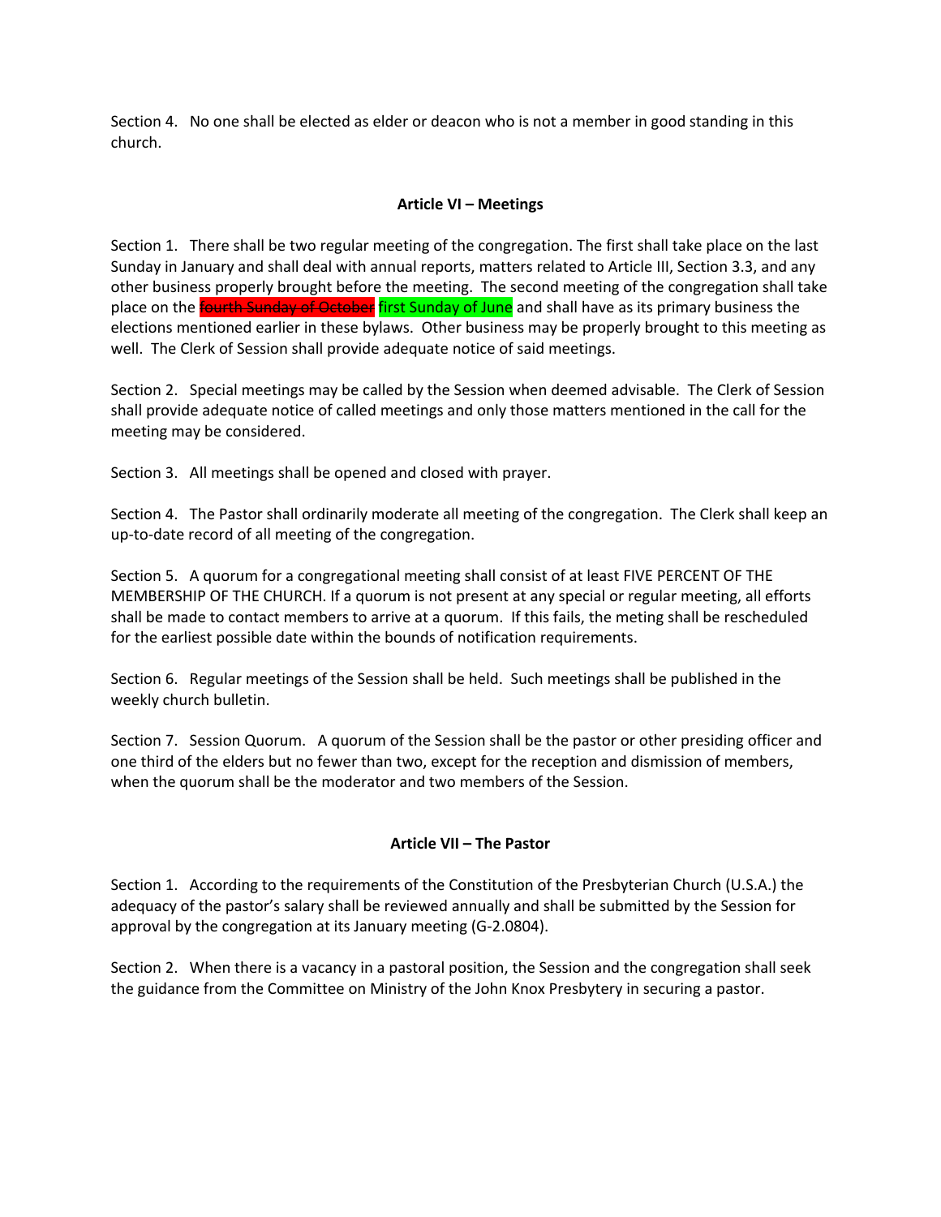Section 4. No one shall be elected as elder or deacon who is not a member in good standing in this church.

### Article VI – Meetings

Section 1. There shall be two regular meeting of the congregation. The first shall take place on the last Sunday in January and shall deal with annual reports, matters related to Article III, Section 3.3, and any other business properly brought before the meeting. The second meeting of the congregation shall take place on the ~~fourth Sunday of October~~ first Sunday of June and shall have as its primary business the elections mentioned earlier in these bylaws. Other business may be properly brought to this meeting as well. The Clerk of Session shall provide adequate notice of said meetings.

Section 2. Special meetings may be called by the Session when deemed advisable. The Clerk of Session shall provide adequate notice of called meetings and only those matters mentioned in the call for the meeting may be considered.

Section 3. All meetings shall be opened and closed with prayer.

Section 4. The Pastor shall ordinarily moderate all meeting of the congregation. The Clerk shall keep an up-to-date record of all meeting of the congregation.

Section 5. A quorum for a congregational meeting shall consist of at least FIVE PERCENT OF THE MEMBERSHIP OF THE CHURCH. If a quorum is not present at any special or regular meeting, all efforts shall be made to contact members to arrive at a quorum. If this fails, the meting shall be rescheduled for the earliest possible date within the bounds of notification requirements.

Section 6. Regular meetings of the Session shall be held. Such meetings shall be published in the weekly church bulletin.

Section 7. Session Quorum. A quorum of the Session shall be the pastor or other presiding officer and one third of the elders but no fewer than two, except for the reception and dismission of members, when the quorum shall be the moderator and two members of the Session.

### Article VII – The Pastor

Section 1. According to the requirements of the Constitution of the Presbyterian Church (U.S.A.) the adequacy of the pastor's salary shall be reviewed annually and shall be submitted by the Session for approval by the congregation at its January meeting (G-2.0804).

Section 2. When there is a vacancy in a pastoral position, the Session and the congregation shall seek the guidance from the Committee on Ministry of the John Knox Presbytery in securing a pastor.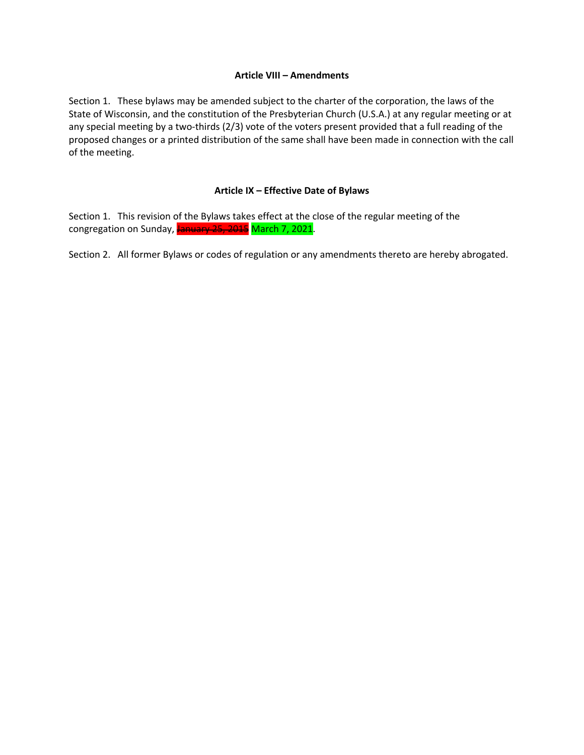**Article VIII – Amendments**

Section 1. These bylaws may be amended subject to the charter of the corporation, the laws of the State of Wisconsin, and the constitution of the Presbyterian Church (U.S.A.) at any regular meeting or at any special meeting by a two-thirds (2/3) vote of the voters present provided that a full reading of the proposed changes or a printed distribution of the same shall have been made in connection with the call of the meeting.

**Article IX – Effective Date of Bylaws**

Section 1. This revision of the Bylaws takes effect at the close of the regular meeting of the congregation on Sunday, ~~January 25, 2015~~ March 7, 2021.

Section 2. All former Bylaws or codes of regulation or any amendments thereto are hereby abrogated.